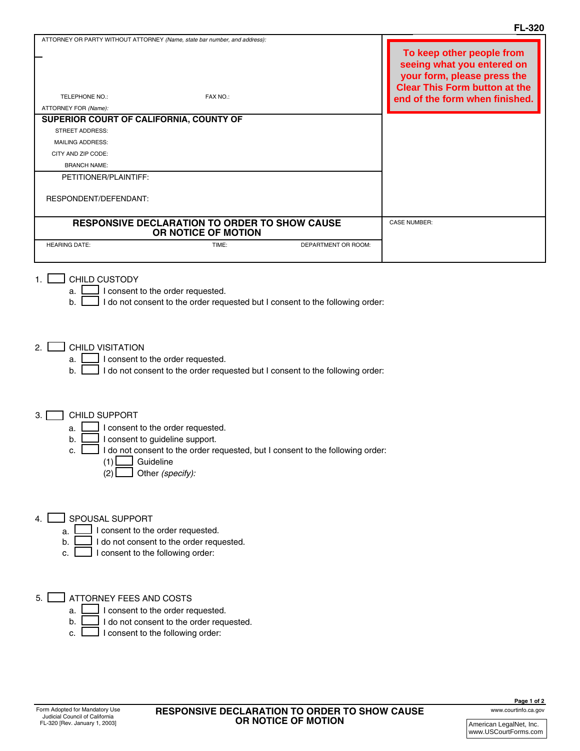**FL-320**

ATTORNEY OR PARTY WITHOUT ATTORNEY *(Name, state bar number, and address):*

TELEPHONE NO.: FAX NO.:

ATTORNEY FOR *(Name):*

**To keep other people from seeing what you entered on your form, please press the Clear This Form button at the end of the form when finished.**

**SUPERIOR COURT OF CALIFORNIA, COUNTY OF**

STREET ADDRESS:

MAILING ADDRESS:

CITY AND ZIP CODE:

BRANCH NAME:

PETITIONER/PLAINTIFF:

RESPONDENT/DEFENDANT:

## RESPONSIVE DECLARATION TO ORDER TO SHOW CAUSE OR NOTICE OF MOTION

CASE NUMBER:

HEARING DATE: TIME: DEPARTMENT OR ROOM:

1. ☐ CHILD CUSTODY
   - a. ☐ I consent to the order requested.
   - b. ☐ I do not consent to the order requested but I consent to the following order:

2. ☐ CHILD VISITATION
   - a. ☐ I consent to the order requested.
   - b. ☐ I do not consent to the order requested but I consent to the following order:

3. ☐ CHILD SUPPORT
   - a. ☐ I consent to the order requested.
   - b. ☐ I consent to guideline support.
   - c. ☐ I do not consent to the order requested, but I consent to the following order:
     - (1) ☐ Guideline
     - (2) ☐ Other *(specify):*

4. ☐ SPOUSAL SUPPORT
   - a. ☐ I consent to the order requested.
   - b. ☐ I do not consent to the order requested.
   - c. ☐ I consent to the following order:

5. ☐ ATTORNEY FEES AND COSTS
   - a. ☐ I consent to the order requested.
   - b. ☐ I do not consent to the order requested.
   - c. ☐ I consent to the following order:

Form Adopted for Mandatory Use
Judicial Council of California
FL-320 [Rev. January 1, 2003]

**RESPONSIVE DECLARATION TO ORDER TO SHOW CAUSE OR NOTICE OF MOTION**

www.courtinfo.ca.gov

American LegalNet, Inc.
www.USCourtForms.com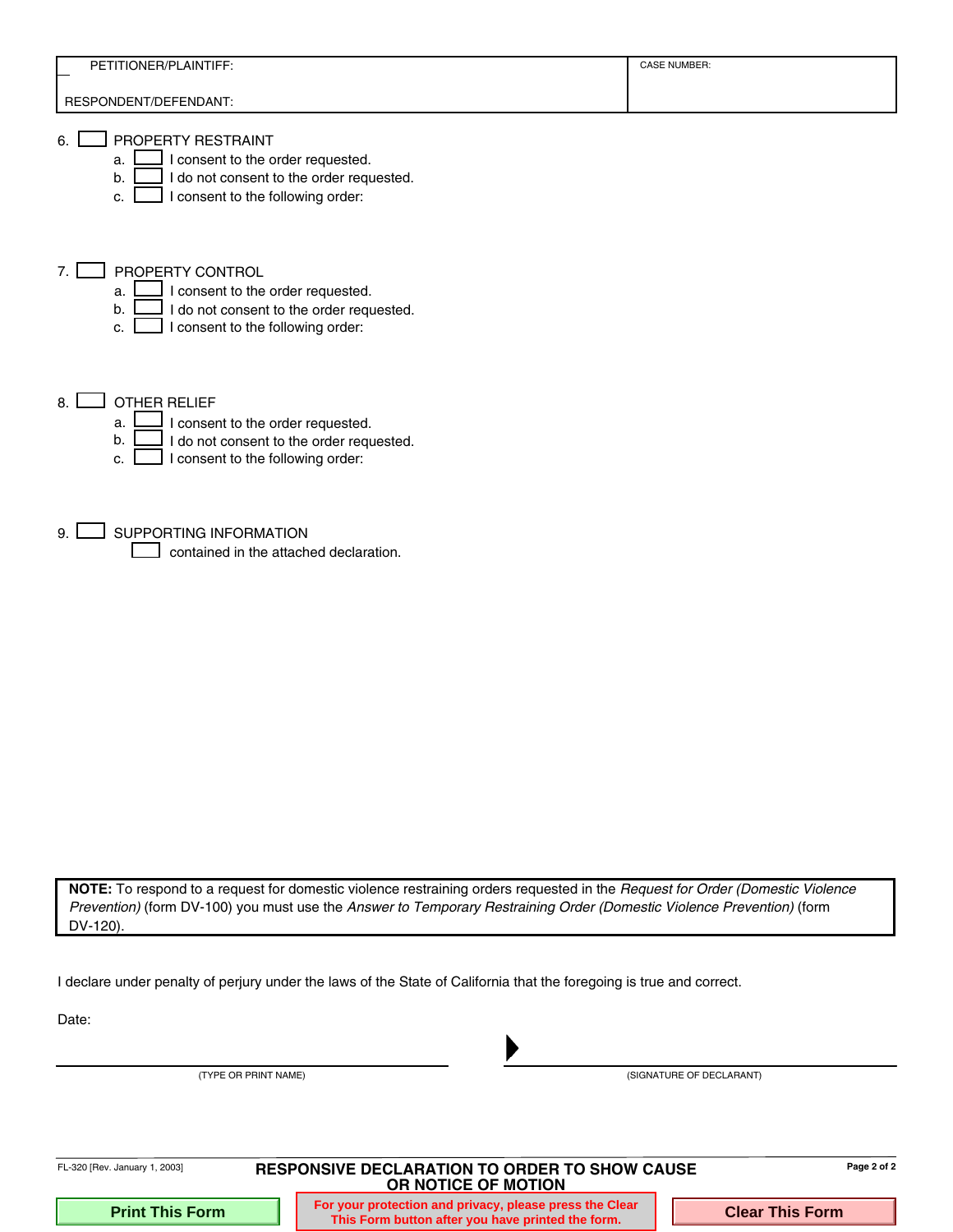| PETITIONER/PLAINTIFF: | CASE NUMBER: |
| --- | --- |
| RESPONDENT/DEFENDANT: | |

6. ☐ PROPERTY RESTRAINT
   - a. ☐ I consent to the order requested.
   - b. ☐ I do not consent to the order requested.
   - c. ☐ I consent to the following order:

7. ☐ PROPERTY CONTROL
   - a. ☐ I consent to the order requested.
   - b. ☐ I do not consent to the order requested.
   - c. ☐ I consent to the following order:

8. ☐ OTHER RELIEF
   - a. ☐ I consent to the order requested.
   - b. ☐ I do not consent to the order requested.
   - c. ☐ I consent to the following order:

9. ☐ SUPPORTING INFORMATION
   ☐ contained in the attached declaration.

**NOTE:** To respond to a request for domestic violence restraining orders requested in the *Request for Order (Domestic Violence Prevention)* (form DV-100) you must use the *Answer to Temporary Restraining Order (Domestic Violence Prevention)* (form DV-120).

I declare under penalty of perjury under the laws of the State of California that the foregoing is true and correct.

Date:

\_\_\_\_\_\_\_\_\_\_\_\_\_\_\_\_\_\_\_\_\_\_\_\_\_\_\_\_\_\_ ▶ \_\_\_\_\_\_\_\_\_\_\_\_\_\_\_\_\_\_\_\_\_\_\_\_\_\_\_\_\_\_

(TYPE OR PRINT NAME) (SIGNATURE OF DECLARANT)

FL-320 [Rev. January 1, 2003]

**RESPONSIVE DECLARATION TO ORDER TO SHOW CAUSE OR NOTICE OF MOTION**

Print This Form | For your protection and privacy, please press the Clear This Form button after you have printed the form. | Clear This Form